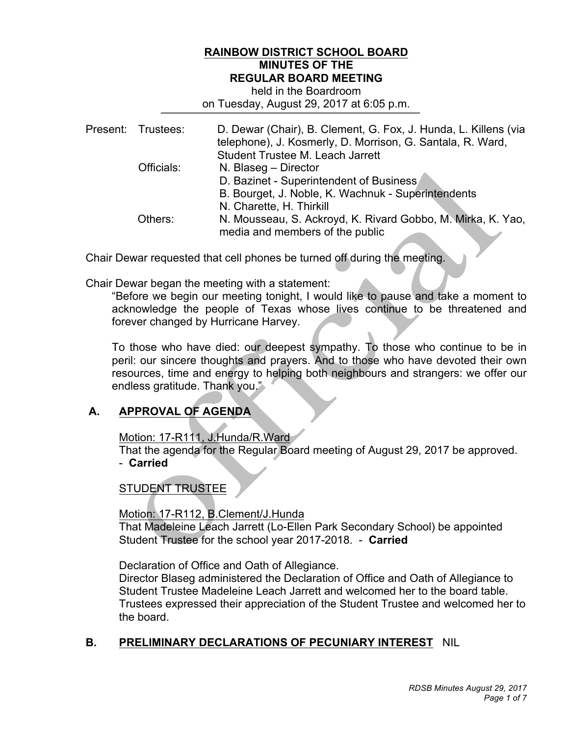# RAINBOW DISTRICT SCHOOL BOARD
## MINUTES OF THE
## REGULAR BOARD MEETING

held in the Boardroom
on Tuesday, August 29, 2017 at 6:05 p.m.

| Present: | | |
|---|---|---|
| | Trustees: | D. Dewar (Chair), B. Clement, G. Fox, J. Hunda, L. Killens (via telephone), J. Kosmerly, D. Morrison, G. Santala, R. Ward, Student Trustee M. Leach Jarrett |
| | Officials: | N. Blaseg – Director<br>D. Bazinet - Superintendent of Business<br>B. Bourget, J. Noble, K. Wachnuk - Superintendents<br>N. Charette, H. Thirkill |
| | Others: | N. Mousseau, S. Ackroyd, K. Rivard Gobbo, M. Mirka, K. Yao, media and members of the public |

Chair Dewar requested that cell phones be turned off during the meeting.

Chair Dewar began the meeting with a statement:

> "Before we begin our meeting tonight, I would like to pause and take a moment to acknowledge the people of Texas whose lives continue to be threatened and forever changed by Hurricane Harvey.
>
> To those who have died: our deepest sympathy. To those who continue to be in peril: our sincere thoughts and prayers. And to those who have devoted their own resources, time and energy to helping both neighbours and strangers: we offer our endless gratitude. Thank you."

## A. APPROVAL OF AGENDA

Motion: 17-R111, J.Hunda/R.Ward
That the agenda for the Regular Board meeting of August 29, 2017 be approved.
- **Carried**

STUDENT TRUSTEE

Motion: 17-R112, B.Clement/J.Hunda
That Madeleine Leach Jarrett (Lo-Ellen Park Secondary School) be appointed Student Trustee for the school year 2017-2018. - **Carried**

Declaration of Office and Oath of Allegiance.
Director Blaseg administered the Declaration of Office and Oath of Allegiance to Student Trustee Madeleine Leach Jarrett and welcomed her to the board table. Trustees expressed their appreciation of the Student Trustee and welcomed her to the board.

## B. PRELIMINARY DECLARATIONS OF PECUNIARY INTEREST NIL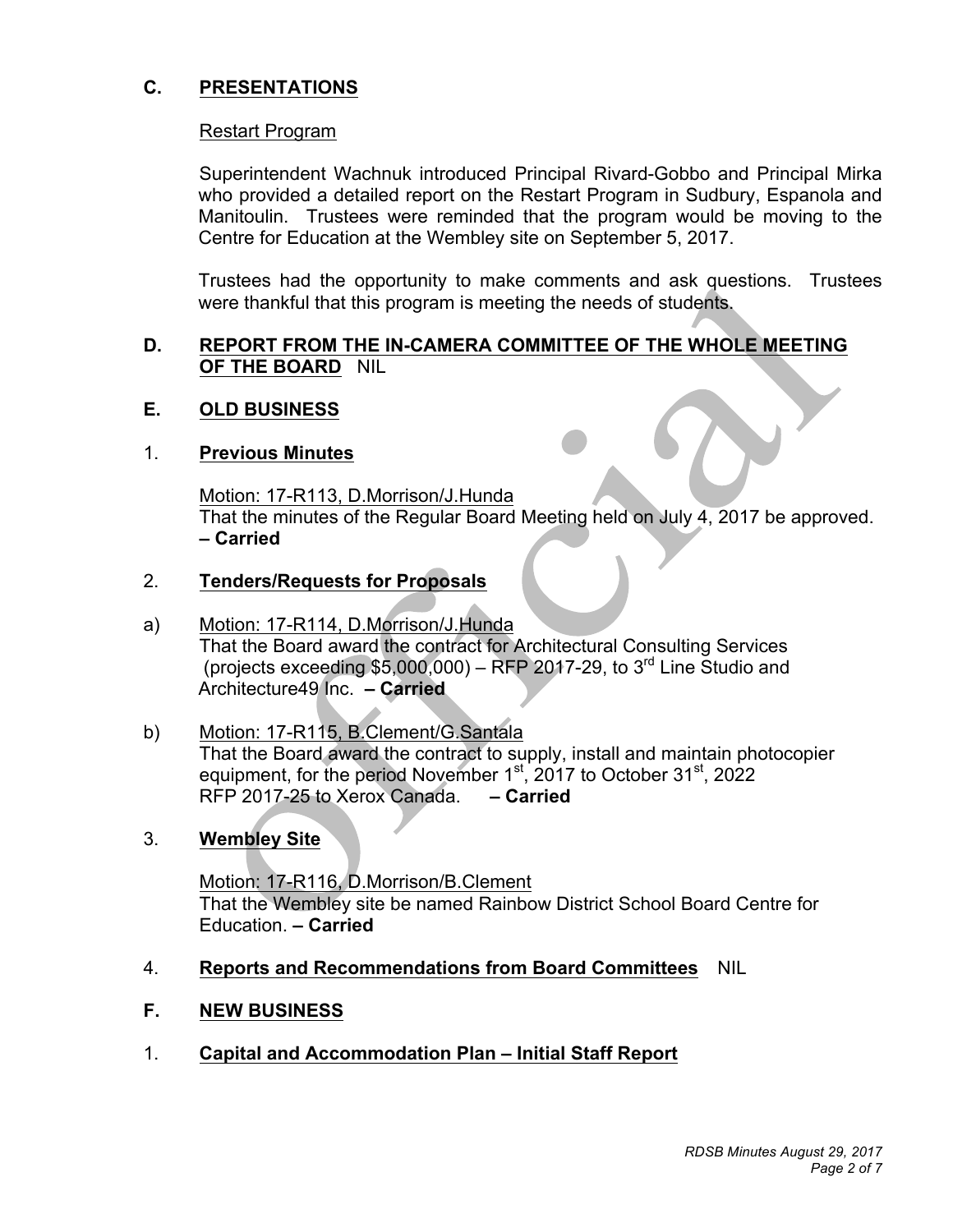## C. PRESENTATIONS

Restart Program

Superintendent Wachnuk introduced Principal Rivard-Gobbo and Principal Mirka who provided a detailed report on the Restart Program in Sudbury, Espanola and Manitoulin. Trustees were reminded that the program would be moving to the Centre for Education at the Wembley site on September 5, 2017.

Trustees had the opportunity to make comments and ask questions. Trustees were thankful that this program is meeting the needs of students.

## D. REPORT FROM THE IN-CAMERA COMMITTEE OF THE WHOLE MEETING OF THE BOARD NIL

## E. OLD BUSINESS

### 1. Previous Motes

Motion: 17-R113, D.Morrison/J.Hunda
That the minutes of the Regular Board Meeting held on July 4, 2017 be approved. **– Carried**

### 2. Tenders/Requests for Proposals

a) Motion: 17-R114, D.Morrison/J.Hunda
That the Board award the contract for Architectural Consulting Services (projects exceeding $5,000,000) – RFP 2017-29, to 3rd Line Studio and Architecture49 Inc. **– Carried**

b) Motion: 17-R115, B.Clement/G.Santala
That the Board award the contract to supply, install and maintain photocopier equipment, for the period November 1st, 2017 to October 31st, 2022 RFP 2017-25 to Xerox Canada. **– Carried**

### 3. Wembley Site

Motion: 17-R116, D.Morrison/B.Clement
That the Wembley site be named Rainbow District School Board Centre for Education. **– Carried**

### 4. Reports and Recommendations from Board Committees NIL

## F. NEW BUSINESS

### 1. Capital and Accommodation Plan – Initial Staff Report

## C. PRESENTATIONS

Restart Program

Superintendent Wachnuk introduced Principal Rivard-Gobbo and Principal Mirka who provided a detailed report on the Restart Program in Sudbury, Espanola and Manitoulin. Trustees were reminded that the program would be moving to the Centre for Education at the Wembley site on September 5, 2017.

Trustees had the opportunity to make comments and ask questions. Trustees were thankful that this program is meeting the needs of students.

## D. REPORT FROM THE IN-CAMERA COMMITTEE OF THE WHOLE MEETING OF THE BOARD NIL

## E. OLD BUSINESS

### 1. Previous Minutes

Motion: 17-R113, D.Morrison/J.Hunda
That the minutes of the Regular Board Meeting held on July 4, 2017 be approved. **– Carried**

### 2. Tenders/Requests for Proposals

a) Motion: 17-R114, D.Morrison/J.Hunda
That the Board award the contract for Architectural Consulting Services (projects exceeding $5,000,000) – RFP 2017-29, to 3rd Line Studio and Architecture49 Inc. **– Carried**

b) Motion: 17-R115, B.Clement/G.Santala
That the Board award the contract to supply, install and maintain photocopier equipment, for the period November 1st, 2017 to October 31st, 2022 RFP 2017-25 to Xerox Canada. **– Carried**

### 3. Wembley Site

Motion: 17-R116, D.Morrison/B.Clement
That the Wembley site be named Rainbow District School Board Centre for Education. **– Carried**

### 4. Reports and Recommendations from Board Committees NIL

## F. NEW BUSINESS

### 1. Capital and Accommodation Plan – Initial Staff Report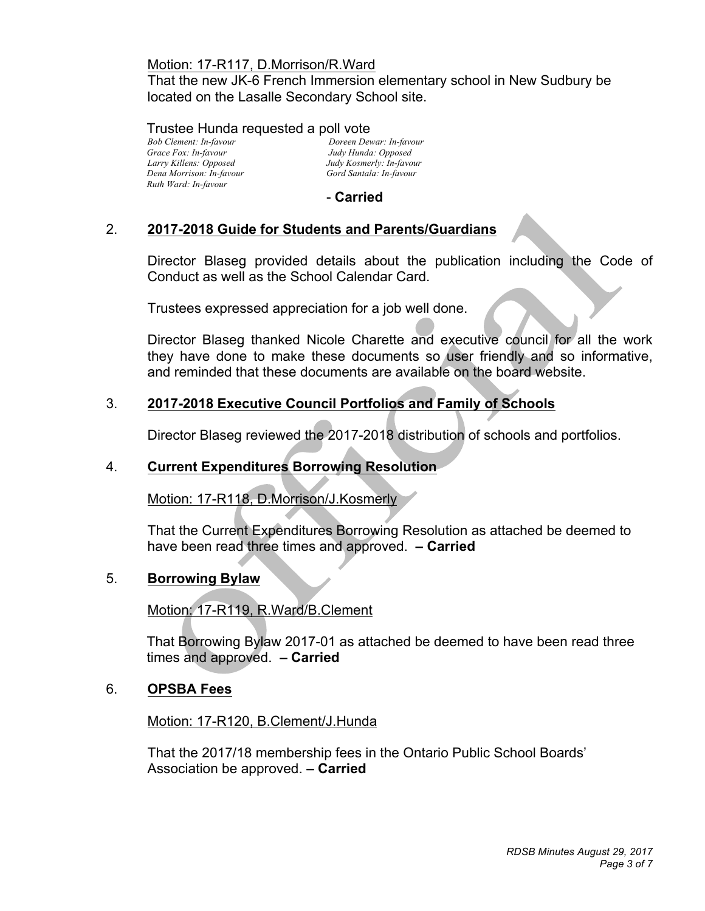Motion: 17-R117, D.Morrison/R.Ward

That the new JK-6 French Immersion elementary school in New Sudbury be located on the Lasalle Secondary School site.

Trustee Hunda requested a poll vote

*Bob Clement: In-favour*
*Doreen Dewar: In-favour*
*Grace Fox: In-favour*
*Judy Hunda: Opposed*
*Larry Killens: Opposed*
*Judy Kosmerly: In-favour*
*Dena Morrison: In-favour*
*Gord Santala: In-favour*
*Ruth Ward: In-favour*

\- **Carried**

2. **2017-2018 Guide for Students and Parents/Guardians**

Director Blaseg provided details about the publication including the Code of Conduct as well as the School Calendar Card.

Trustees expressed appreciation for a job well done.

Director Blaseg thanked Nicole Charette and executive council for all the work they have done to make these documents so user friendly and so informative, and reminded that these documents are available on the board website.

3. **2017-2018 Executive Council Portfolios and Family of Schools**

Director Blaseg reviewed the 2017-2018 distribution of schools and portfolios.

4. **Current Expenditures Borrowing Resolution**

Motion: 17-R118, D.Morrison/J.Kosmerly

That the Current Expenditures Borrowing Resolution as attached be deemed to have been read three times and approved. **– Carried**

5. **Borrowing Bylaw**

Motion: 17-R119, R.Ward/B.Clement

That Borrowing Bylaw 2017-01 as attached be deemed to have been read three times and approved. **– Carried**

6. **OPSBA Fees**

Motion: 17-R120, B.Clement/J.Hunda

That the 2017/18 membership fees in the Ontario Public School Boards' Association be approved. **– Carried**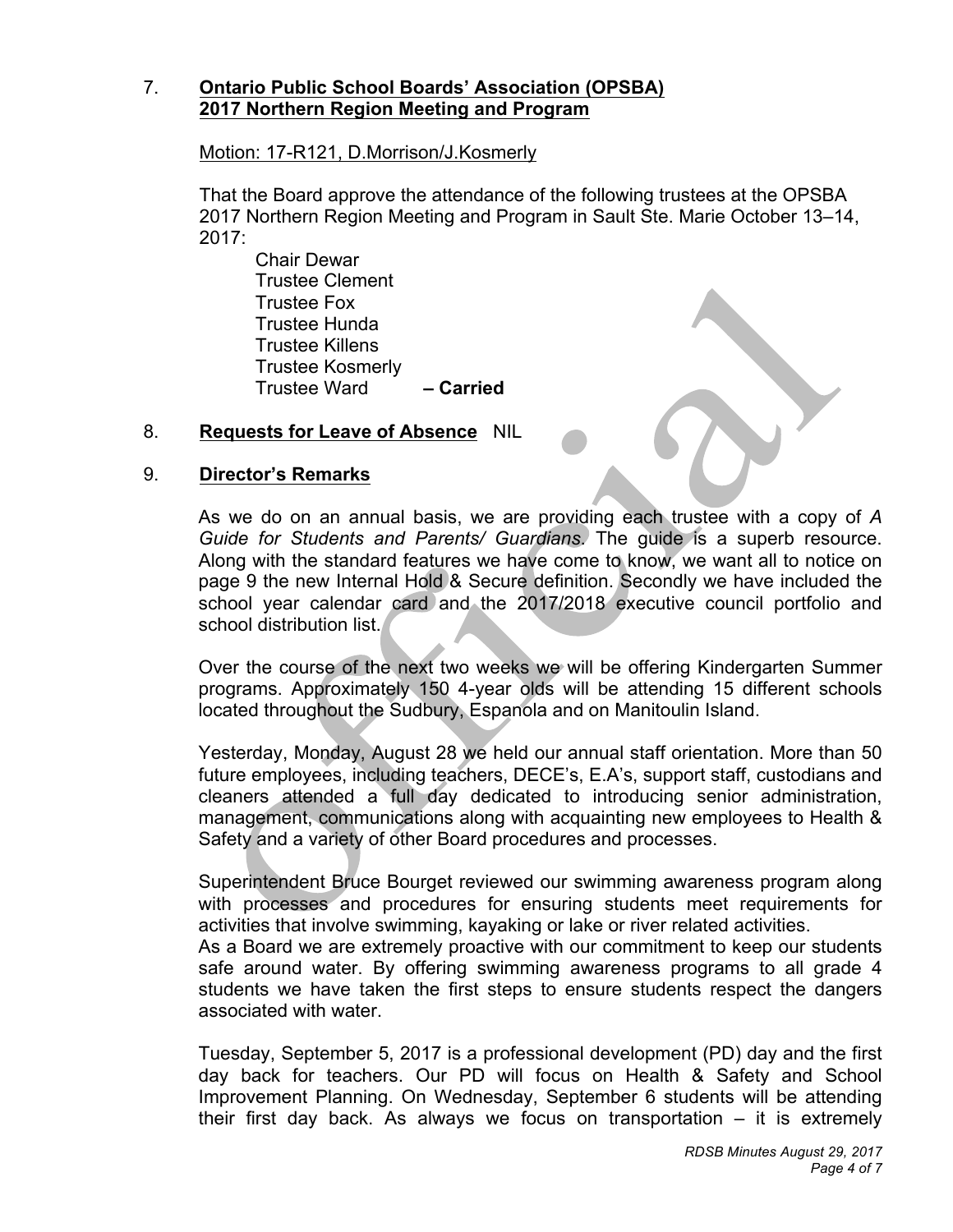7. **Ontario Public School Boards' Association (OPSBA) 2017 Northern Region Meeting and Program**

Motion: 17-R121, D.Morrison/J.Kosmerly

That the Board approve the attendance of the following trustees at the OPSBA 2017 Northern Region Meeting and Program in Sault Ste. Marie October 13–14, 2017:

Chair Dewar
Trustee Clement
Trustee Fox
Trustee Hunda
Trustee Killens
Trustee Kosmerly
Trustee Ward **– Carried**

8. **Requests for Leave of Absence** NIL

9. **Director's Remarks**

As we do on an annual basis, we are providing each trustee with a copy of *A Guide for Students and Parents/ Guardians.* The guide is a superb resource. Along with the standard features we have come to know, we want all to notice on page 9 the new Internal Hold & Secure definition. Secondly we have included the school year calendar card and the 2017/2018 executive council portfolio and school distribution list.

Over the course of the next two weeks we will be offering Kindergarten Summer programs. Approximately 150 4-year olds will be attending 15 different schools located throughout the Sudbury, Espanola and on Manitoulin Island.

Yesterday, Monday, August 28 we held our annual staff orientation. More than 50 future employees, including teachers, DECE's, E.A's, support staff, custodians and cleaners attended a full day dedicated to introducing senior administration, management, communications along with acquainting new employees to Health & Safety and a variety of other Board procedures and processes.

Superintendent Bruce Bourget reviewed our swimming awareness program along with processes and procedures for ensuring students meet requirements for activities that involve swimming, kayaking or lake or river related activities.
As a Board we are extremely proactive with our commitment to keep our students safe around water. By offering swimming awareness programs to all grade 4 students we have taken the first steps to ensure students respect the dangers associated with water.

Tuesday, September 5, 2017 is a professional development (PD) day and the first day back for teachers. Our PD will focus on Health & Safety and School Improvement Planning. On Wednesday, September 6 students will be attending their first day back. As always we focus on transportation – it is extremely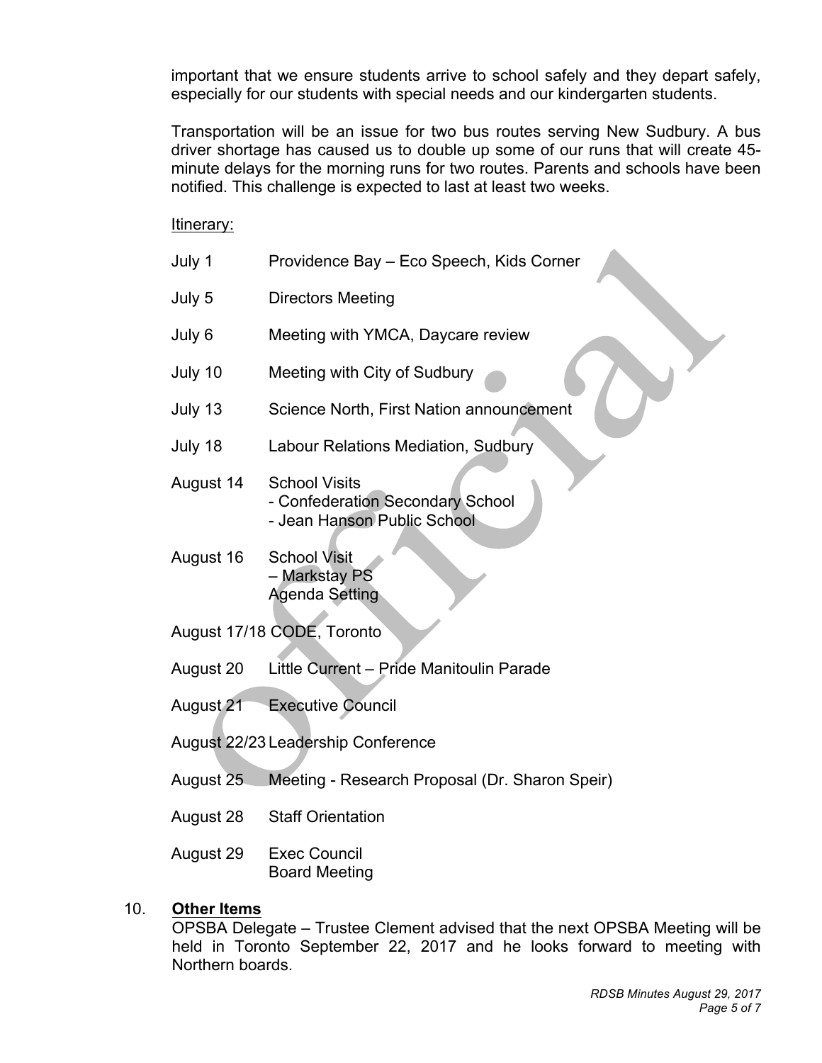important that we ensure students arrive to school safely and they depart safely, especially for our students with special needs and our kindergarten students.

Transportation will be an issue for two bus routes serving New Sudbury. A bus driver shortage has caused us to double up some of our runs that will create 45-minute delays for the morning runs for two routes. Parents and schools have been notified. This challenge is expected to last at least two weeks.

Itinerary:

| | |
|---|---|
| July 1 | Providence Bay – Eco Speech, Kids Corner |
| July 5 | Directors Meeting |
| July 6 | Meeting with YMCA, Daycare review |
| July 10 | Meeting with City of Sudbury |
| July 13 | Science North, First Nation announcement |
| July 18 | Labour Relations Mediation, Sudbury |
| August 14 | School Visits<br>- Confederation Secondary School<br>- Jean Hanson Public School |
| August 16 | School Visit<br>– Markstay PS<br>Agenda Setting |
| August 17/18 | CODE, Toronto |
| August 20 | Little Current – Pride Manitoulin Parade |
| August 21 | Executive Council |
| August 22/23 | Leadership Conference |
| August 25 | Meeting - Research Proposal (Dr. Sharon Speir) |
| August 28 | Staff Orientation |
| August 29 | Exec Council<br>Board Meeting |

## 10. Other Items

OPSBA Delegate – Trustee Clement advised that the next OPSBA Meeting will be held in Toronto September 22, 2017 and he looks forward to meeting with Northern boards.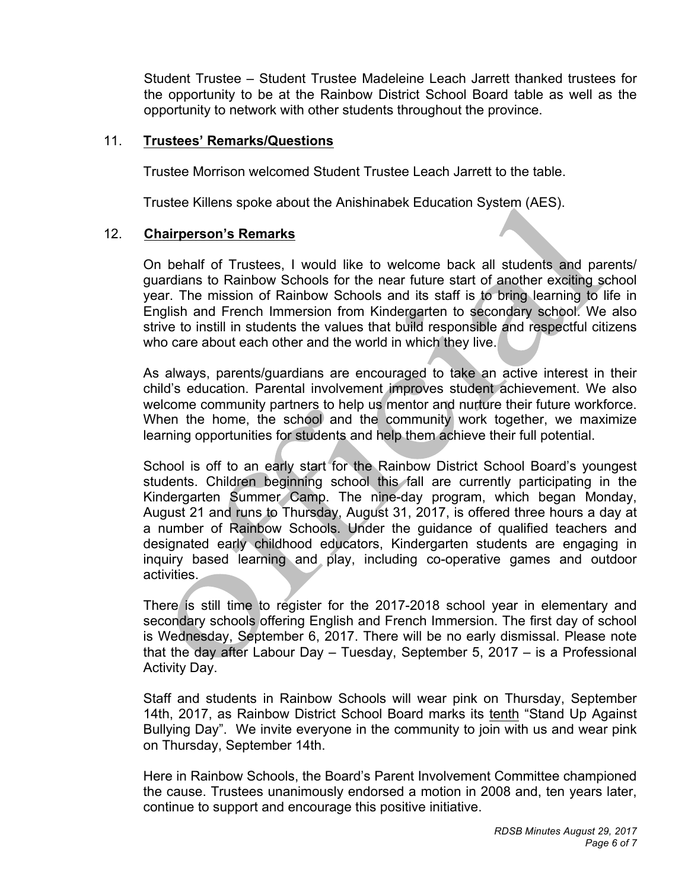Student Trustee – Student Trustee Madeleine Leach Jarrett thanked trustees for the opportunity to be at the Rainbow District School Board table as well as the opportunity to network with other students throughout the province.

## 11. **Trustees' Remarks/Questions**

Trustee Morrison welcomed Student Trustee Leach Jarrett to the table.

Trustee Killens spoke about the Anishinabek Education System (AES).

## 12. **Chairperson's Remarks**

On behalf of Trustees, I would like to welcome back all students and parents/ guardians to Rainbow Schools for the near future start of another exciting school year. The mission of Rainbow Schools and its staff is to bring learning to life in English and French Immersion from Kindergarten to secondary school. We also strive to instill in students the values that build responsible and respectful citizens who care about each other and the world in which they live.

As always, parents/guardians are encouraged to take an active interest in their child's education. Parental involvement improves student achievement. We also welcome community partners to help us mentor and nurture their future workforce. When the home, the school and the community work together, we maximize learning opportunities for students and help them achieve their full potential.

School is off to an early start for the Rainbow District School Board's youngest students. Children beginning school this fall are currently participating in the Kindergarten Summer Camp. The nine-day program, which began Monday, August 21 and runs to Thursday, August 31, 2017, is offered three hours a day at a number of Rainbow Schools. Under the guidance of qualified teachers and designated early childhood educators, Kindergarten students are engaging in inquiry based learning and play, including co-operative games and outdoor activities.

There is still time to register for the 2017-2018 school year in elementary and secondary schools offering English and French Immersion. The first day of school is Wednesday, September 6, 2017. There will be no early dismissal. Please note that the day after Labour Day – Tuesday, September 5, 2017 – is a Professional Activity Day.

Staff and students in Rainbow Schools will wear pink on Thursday, September 14th, 2017, as Rainbow District School Board marks its <u>tenth</u> "Stand Up Against Bullying Day". We invite everyone in the community to join with us and wear pink on Thursday, September 14th.

Here in Rainbow Schools, the Board's Parent Involvement Committee championed the cause. Trustees unanimously endorsed a motion in 2008 and, ten years later, continue to support and encourage this positive initiative.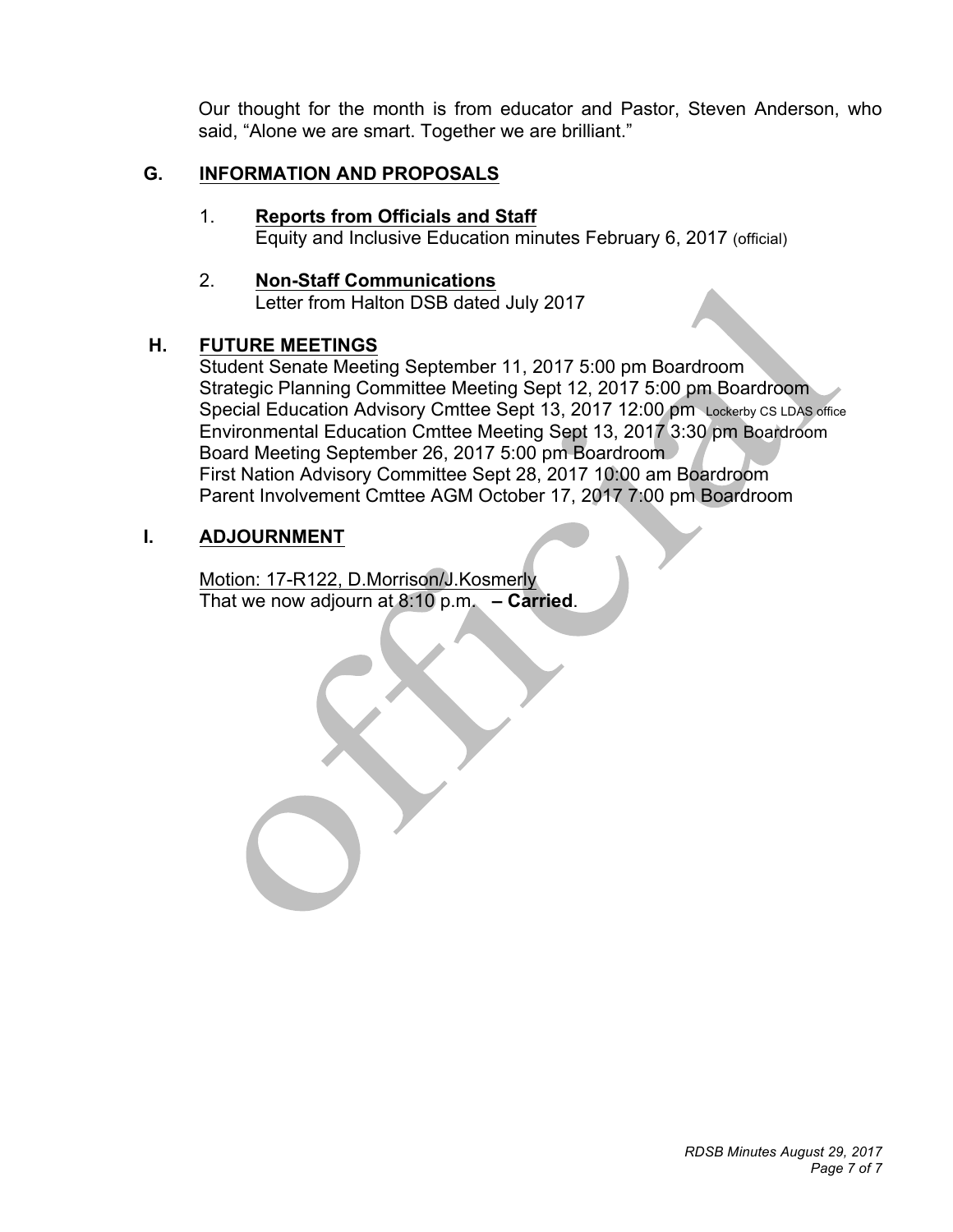Our thought for the month is from educator and Pastor, Steven Anderson, who said, "Alone we are smart. Together we are brilliant."

## G. INFORMATION AND PROPOSALS

1. **Reports from Officials and Staff**
   Equity and Inclusive Education minutes February 6, 2017 (official)

2. **Non-Staff Communications**
   Letter from Halton DSB dated July 2017

## H. FUTURE MEETINGS

Student Senate Meeting September 11, 2017 5:00 pm Boardroom
Strategic Planning Committee Meeting Sept 12, 2017 5:00 pm Boardroom
Special Education Advisory Cmttee Sept 13, 2017 12:00 pm Lockerby CS LDAS office
Environmental Education Cmttee Meeting Sept 13, 2017 3:30 pm Boardroom
Board Meeting September 26, 2017 5:00 pm Boardroom
First Nation Advisory Committee Sept 28, 2017 10:00 am Boardroom
Parent Involvement Cmttee AGM October 17, 2017 7:00 pm Boardroom

## I. ADJOURNMENT

Motion: 17-R122, D.Morrison/J.Kosmerly
That we now adjourn at 8:10 p.m. – **Carried**.